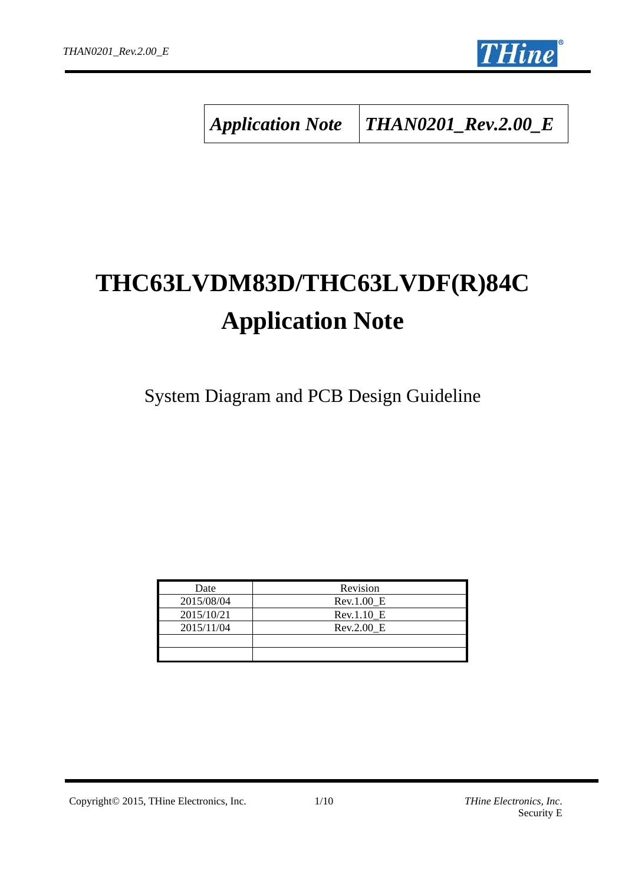| *Application Note* | *THAN0201_Rev.2.00_E* |
|---|---|

# THC63LVDM83D/THC63LVDF(R)84C Application Note

System Diagram and PCB Design Guideline

| Date | Revision |
|---|---|
| 2015/08/04 | Rev.1.00_E |
| 2015/10/21 | Rev.1.10_E |
| 2015/11/04 | Rev.2.00_E |
| | |
| | |

Copyright© 2015, THine Electronics, Inc.

*THine Electronics, Inc.*
Security E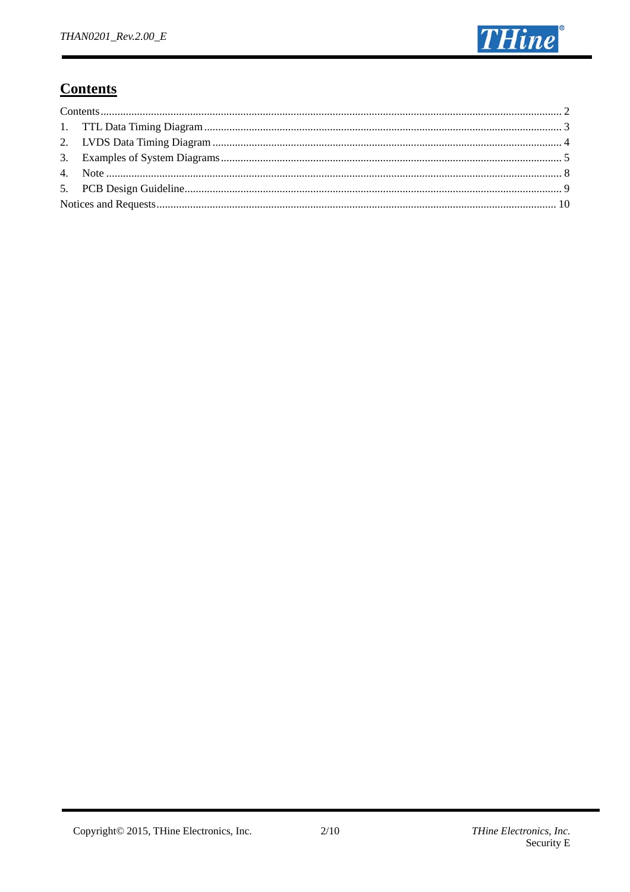## Contents

Contents .......... 2
1. TTL Data Timing Diagram .......... 3
2. LVDS Data Timing Diagram .......... 4
3. Examples of System Diagrams .......... 5
4. Note .......... 8
5. PCB Design Guideline .......... 9
Notices and Requests .......... 10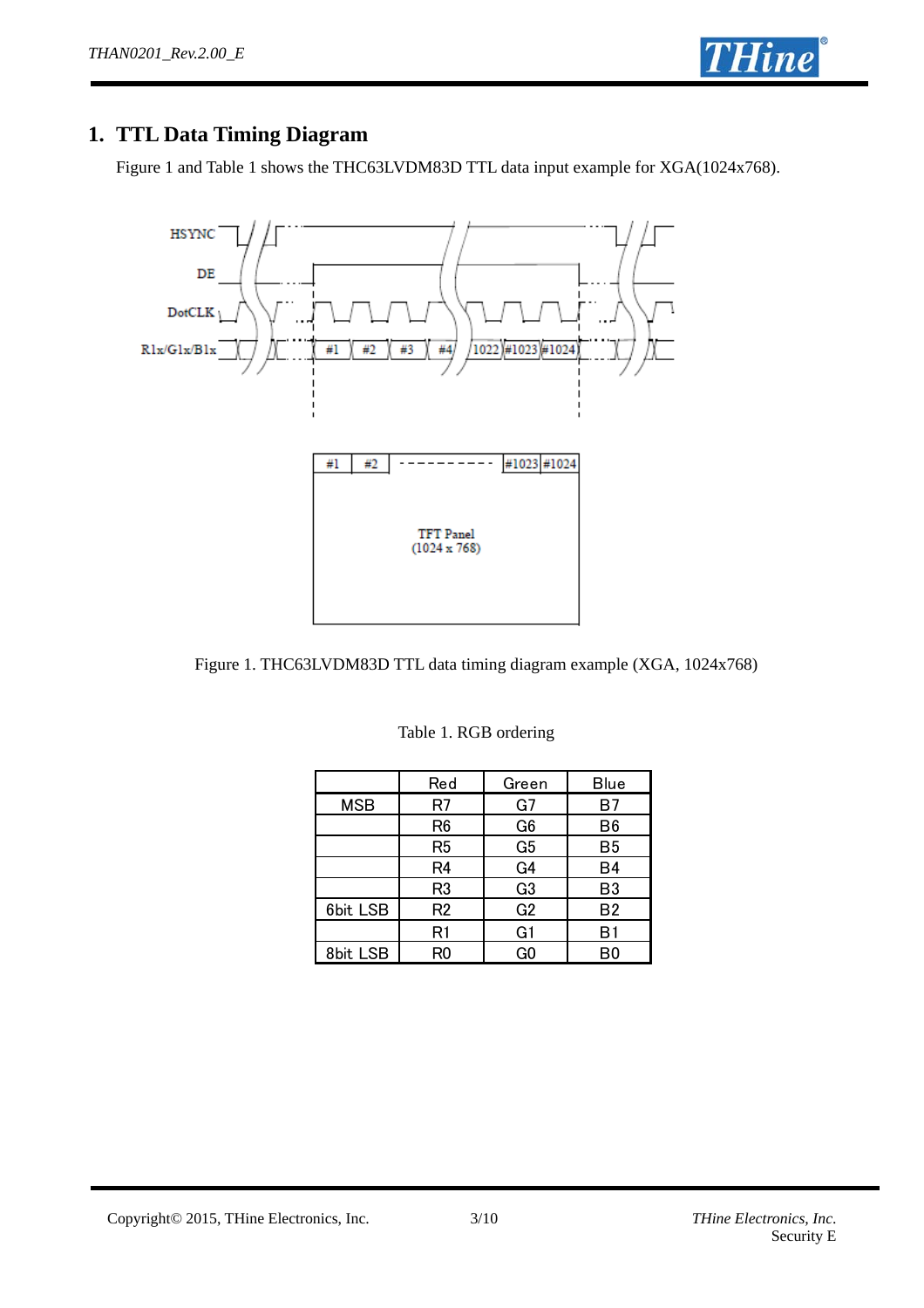# 1. TTL Data Timing Diagram

Figure 1 and Table 1 shows the THC63LVDM83D TTL data input example for XGA(1024x768).

Figure 1. THC63LVDM83D TTL data timing diagram example (XGA, 1024x768)

Table 1. RGB ordering

| | Red | Green | Blue |
|---|---|---|---|
| MSB | R7 | G7 | B7 |
| | R6 | G6 | B6 |
| | R5 | G5 | B5 |
| | R4 | G4 | B4 |
| | R3 | G3 | B3 |
| 6bit LSB | R2 | G2 | B2 |
| | R1 | G1 | B1 |
| 8bit LSB | R0 | G0 | B0 |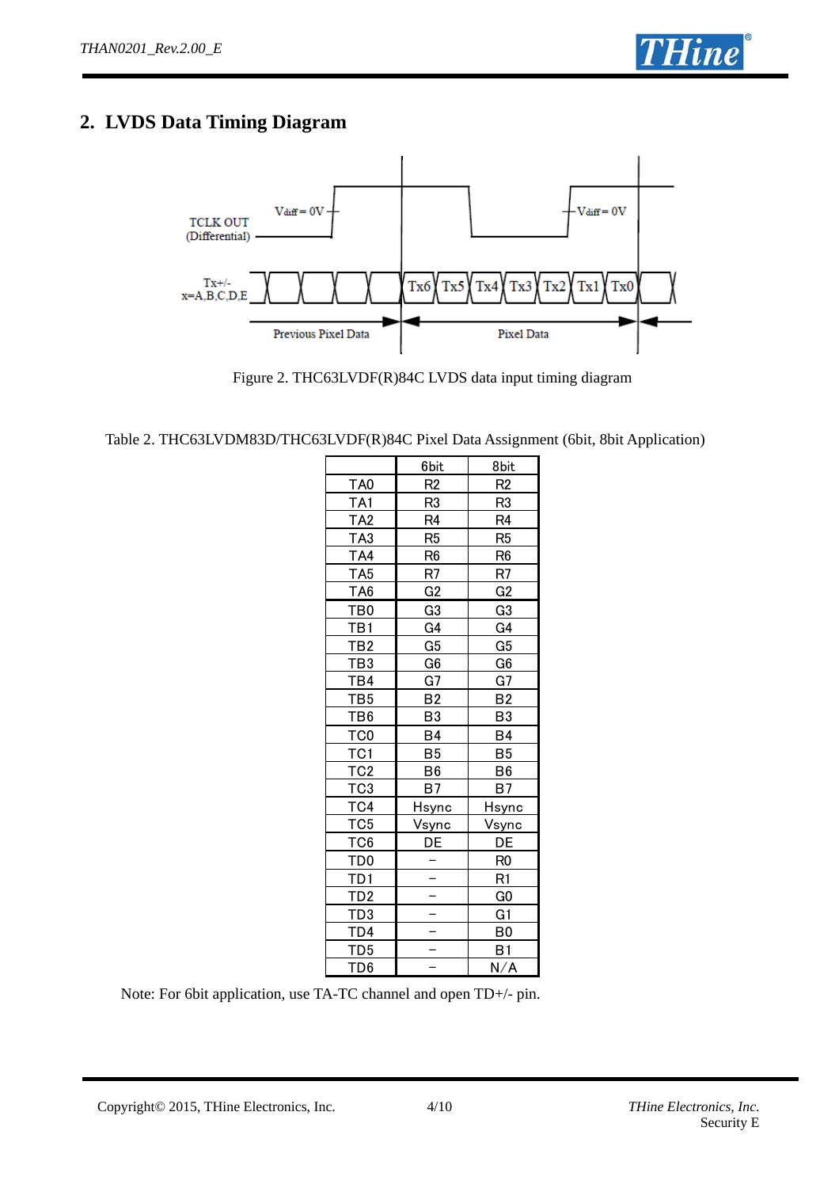## 2. LVDS Data Timing Diagram

Figure 2. THC63LVDF(R)84C LVDS data input timing diagram

Table 2. THC63LVDM83D/THC63LVDF(R)84C Pixel Data Assignment (6bit, 8bit Application)

| | 6bit | 8bit |
|---|---|---|
| TA0 | R2 | R2 |
| TA1 | R3 | R3 |
| TA2 | R4 | R4 |
| TA3 | R5 | R5 |
| TA4 | R6 | R6 |
| TA5 | R7 | R7 |
| TA6 | G2 | G2 |
| TB0 | G3 | G3 |
| TB1 | G4 | G4 |
| TB2 | G5 | G5 |
| TB3 | G6 | G6 |
| TB4 | G7 | G7 |
| TB5 | B2 | B2 |
| TB6 | B3 | B3 |
| TC0 | B4 | B4 |
| TC1 | B5 | B5 |
| TC2 | B6 | B6 |
| TC3 | B7 | B7 |
| TC4 | Hsync | Hsync |
| TC5 | Vsync | Vsync |
| TC6 | DE | DE |
| TD0 | − | R0 |
| TD1 | − | R1 |
| TD2 | − | G0 |
| TD3 | − | G1 |
| TD4 | − | B0 |
| TD5 | − | B1 |
| TD6 | − | N/A |

Note: For 6bit application, use TA-TC channel and open TD+/- pin.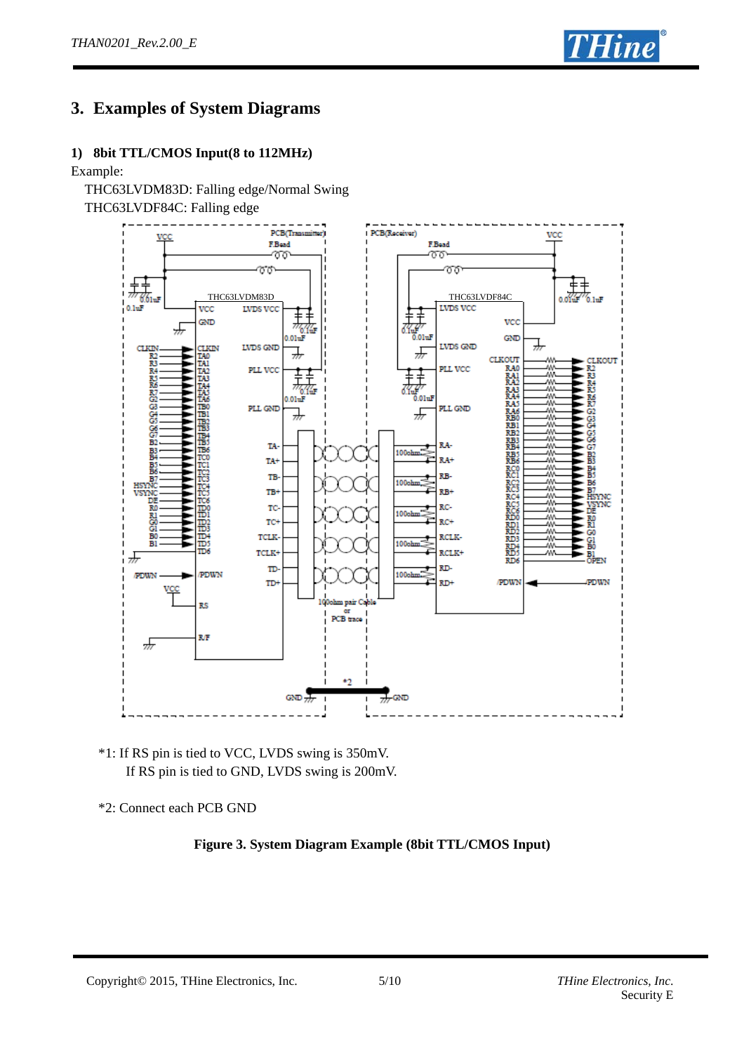## 3. Examples of System Diagrams

### 1) 8bit TTL/CMOS Input(8 to 112MHz)

Example:

THC63LVDM83D: Falling edge/Normal Swing
THC63LVDF84C: Falling edge

*1: If RS pin is tied to VCC, LVDS swing is 350mV.
If RS pin is tied to GND, LVDS swing is 200mV.

*2: Connect each PCB GND

**Figure 3. System Diagram Example (8bit TTL/CMOS Input)**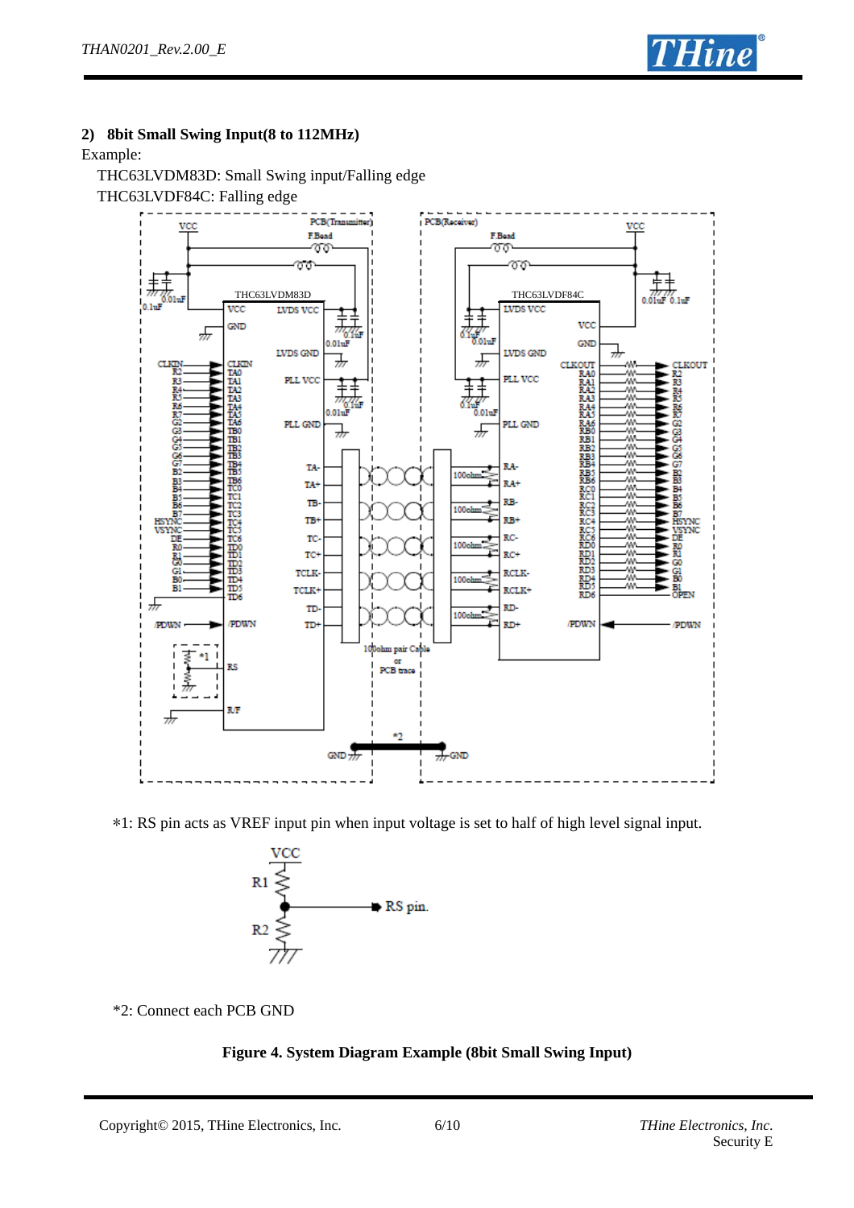## 2) 8bit Small Swing Input(8 to 112MHz)

Example:

THC63LVDM83D: Small Swing input/Falling edge

THC63LVDF84C: Falling edge

∗1: RS pin acts as VREF input pin when input voltage is set to half of high level signal input.

*2: Connect each PCB GND

**Figure 4. System Diagram Example (8bit Small Swing Input)**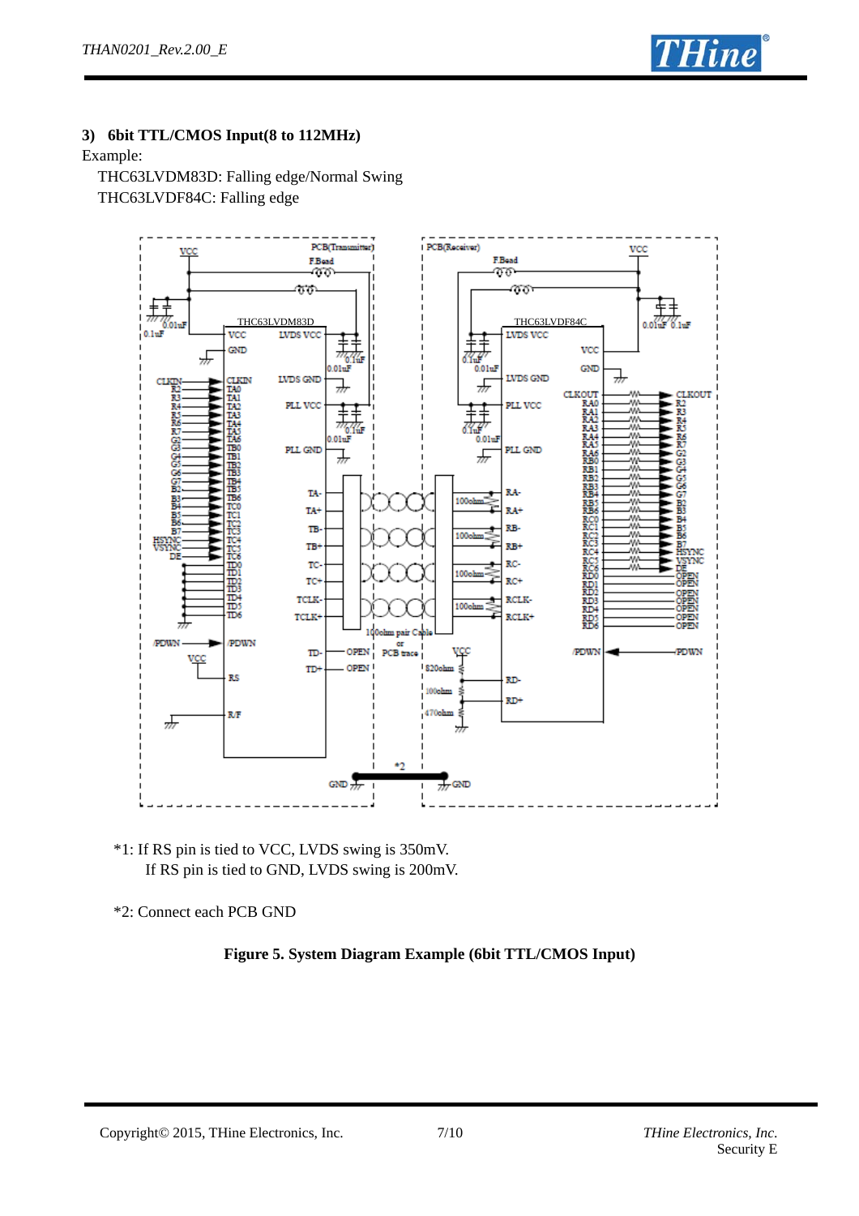### 3) 6bit TTL/CMOS Input(8 to 112MHz)

Example:

THC63LVDM83D: Falling edge/Normal Swing

THC63LVDF84C: Falling edge

*1: If RS pin is tied to VCC, LVDS swing is 350mV.
If RS pin is tied to GND, LVDS swing is 200mV.

*2: Connect each PCB GND

**Figure 5. System Diagram Example (6bit TTL/CMOS Input)**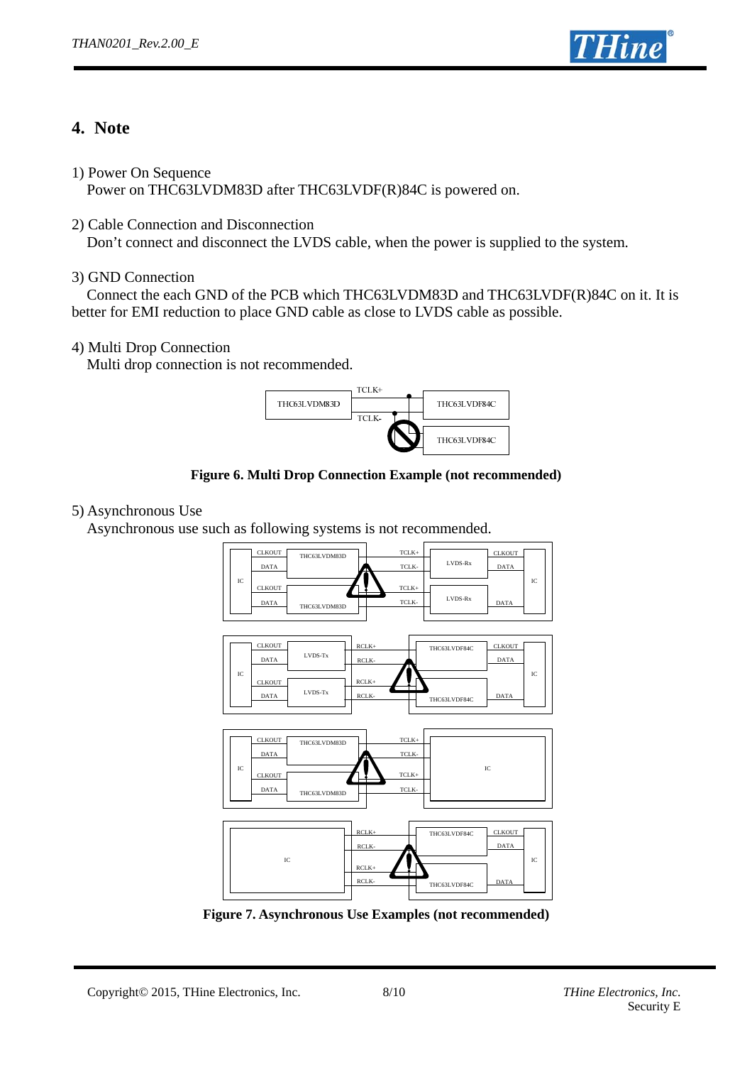## 4. Note

1) Power On Sequence
   Power on THC63LVDM83D after THC63LVDF(R)84C is powered on.

2) Cable Connection and Disconnection
   Don't connect and disconnect the LVDS cable, when the power is supplied to the system.

3) GND Connection
   Connect the each GND of the PCB which THC63LVDM83D and THC63LVDF(R)84C on it. It is better for EMI reduction to place GND cable as close to LVDS cable as possible.

4) Multi Drop Connection
   Multi drop connection is not recommended.

**Figure 6. Multi Drop Connection Example (not recommended)**

5) Asynchronous Use
   Asynchronous use such as following systems is not recommended.

**Figure 7. Asynchronous Use Examples (not recommended)**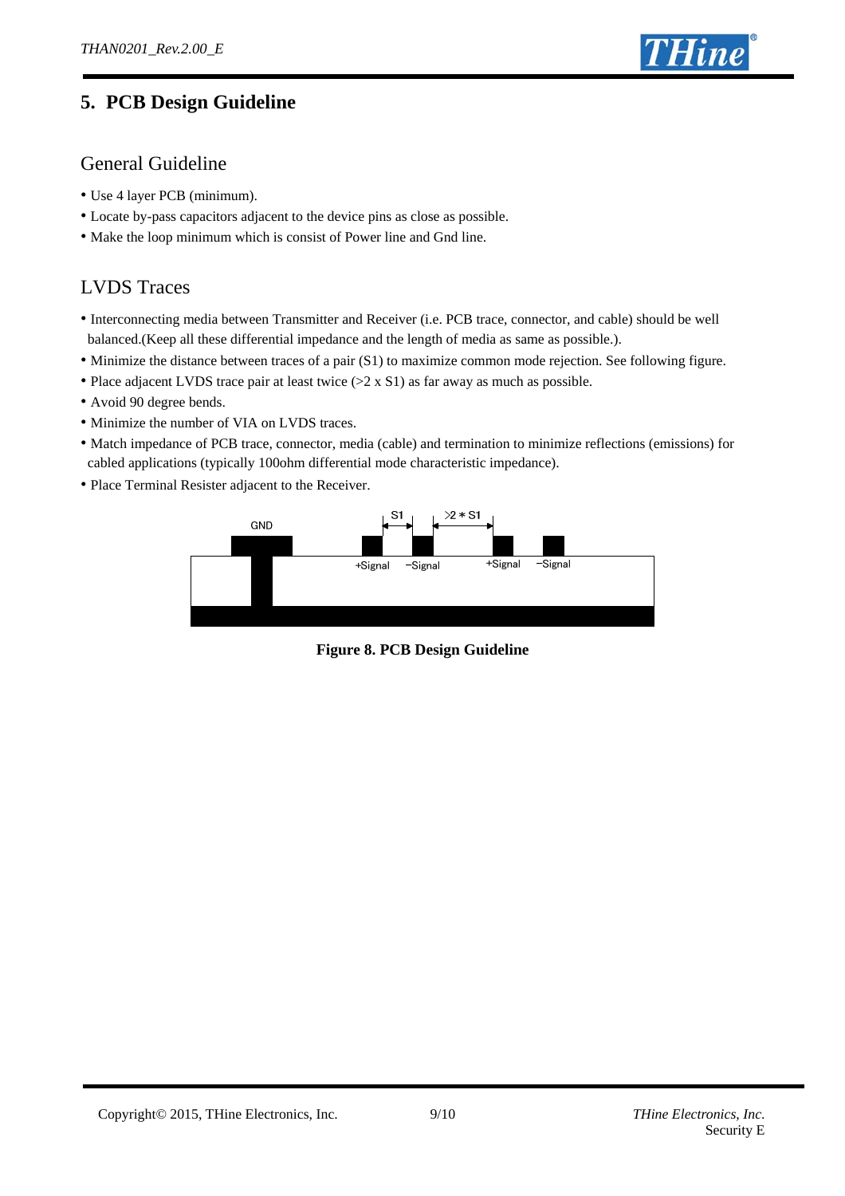# 5. PCB Design Guideline

## General Guideline

- Use 4 layer PCB (minimum).
- Locate by-pass capacitors adjacent to the device pins as close as possible.
- Make the loop minimum which is consist of Power line and Gnd line.

## LVDS Traces

- Interconnecting media between Transmitter and Receiver (i.e. PCB trace, connector, and cable) should be well balanced.(Keep all these differential impedance and the length of media as same as possible.).
- Minimize the distance between traces of a pair (S1) to maximize common mode rejection. See following figure.
- Place adjacent LVDS trace pair at least twice (>2 x S1) as far away as much as possible.
- Avoid 90 degree bends.
- Minimize the number of VIA on LVDS traces.
- Match impedance of PCB trace, connector, media (cable) and termination to minimize reflections (emissions) for cabled applications (typically 100ohm differential mode characteristic impedance).
- Place Terminal Resister adjacent to the Receiver.

GND S1 >2 * S1 +Signal −Signal +Signal −Signal

**Figure 8. PCB Design Guideline**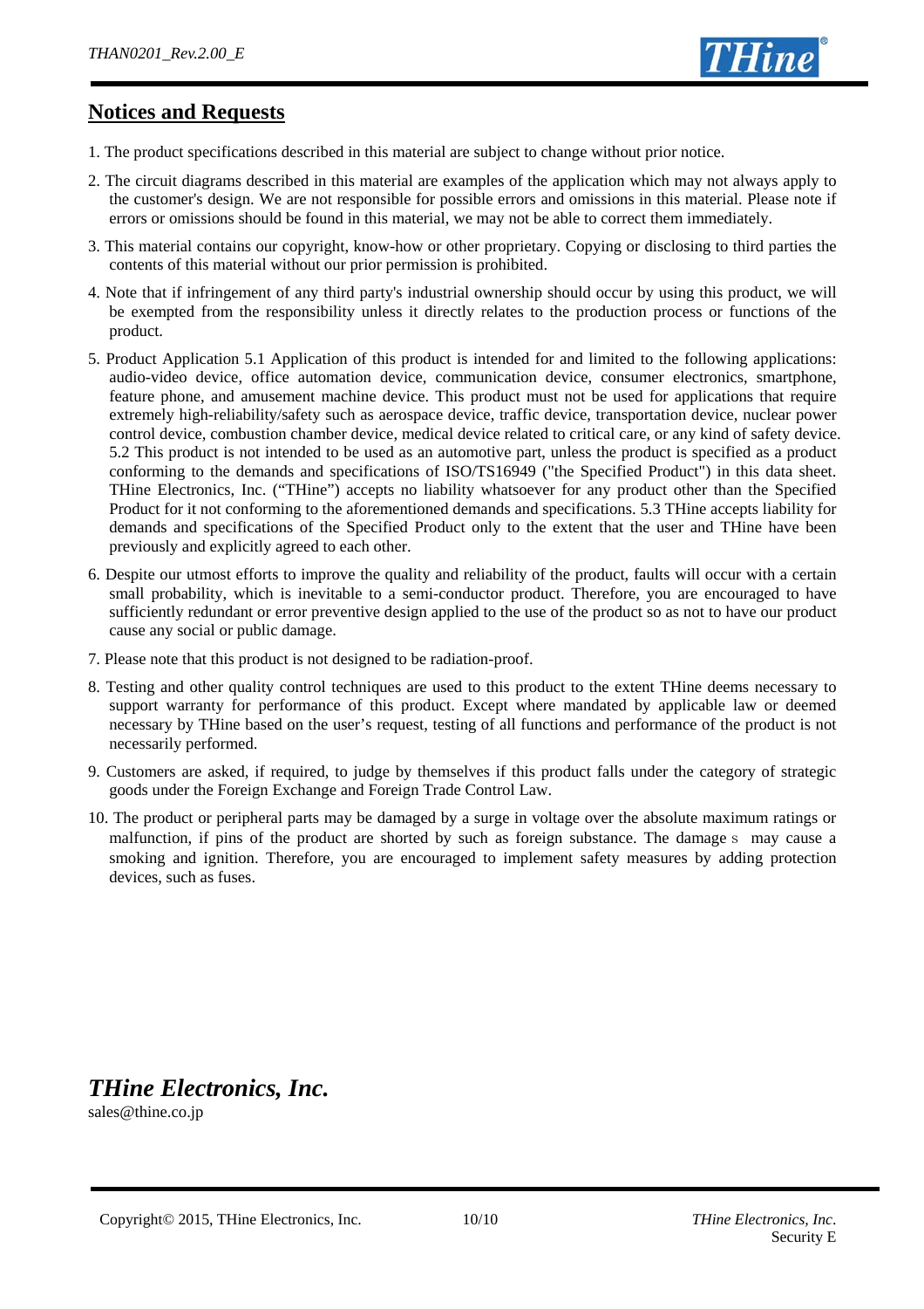## Notices and Requests

1. The product specifications described in this material are subject to change without prior notice.
2. The circuit diagrams described in this material are examples of the application which may not always apply to the customer's design. We are not responsible for possible errors and omissions in this material. Please note if errors or omissions should be found in this material, we may not be able to correct them immediately.
3. This material contains our copyright, know-how or other proprietary. Copying or disclosing to third parties the contents of this material without our prior permission is prohibited.
4. Note that if infringement of any third party's industrial ownership should occur by using this product, we will be exempted from the responsibility unless it directly relates to the production process or functions of the product.
5. Product Application 5.1 Application of this product is intended for and limited to the following applications: audio-video device, office automation device, communication device, consumer electronics, smartphone, feature phone, and amusement machine device. This product must not be used for applications that require extremely high-reliability/safety such as aerospace device, traffic device, transportation device, nuclear power control device, combustion chamber device, medical device related to critical care, or any kind of safety device. 5.2 This product is not intended to be used as an automotive part, unless the product is specified as a product conforming to the demands and specifications of ISO/TS16949 ("the Specified Product") in this data sheet. THine Electronics, Inc. ("THine") accepts no liability whatsoever for any product other than the Specified Product for it not conforming to the aforementioned demands and specifications. 5.3 THine accepts liability for demands and specifications of the Specified Product only to the extent that the user and THine have been previously and explicitly agreed to each other.
6. Despite our utmost efforts to improve the quality and reliability of the product, faults will occur with a certain small probability, which is inevitable to a semi-conductor product. Therefore, you are encouraged to have sufficiently redundant or error preventive design applied to the use of the product so as not to have our product cause any social or public damage.
7. Please note that this product is not designed to be radiation-proof.
8. Testing and other quality control techniques are used to this product to the extent THine deems necessary to support warranty for performance of this product. Except where mandated by applicable law or deemed necessary by THine based on the user's request, testing of all functions and performance of the product is not necessarily performed.
9. Customers are asked, if required, to judge by themselves if this product falls under the category of strategic goods under the Foreign Exchange and Foreign Trade Control Law.
10. The product or peripheral parts may be damaged by a surge in voltage over the absolute maximum ratings or malfunction, if pins of the product are shorted by such as foreign substance. The damages may cause a smoking and ignition. Therefore, you are encouraged to implement safety measures by adding protection devices, such as fuses.

***THine Electronics, Inc.***
sales@thine.co.jp